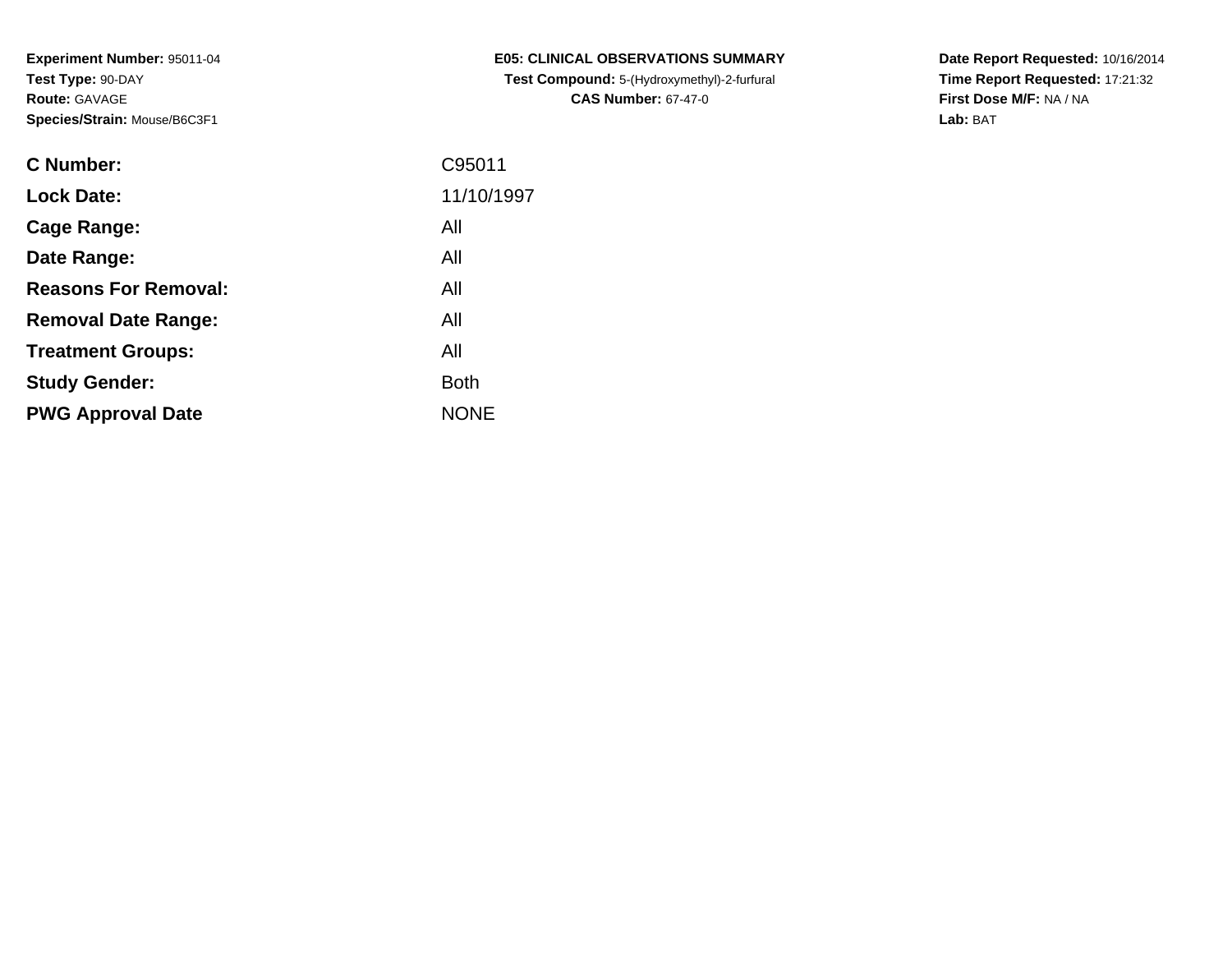**Experiment Number:** 95011-04
**Test Type:** 90-DAY
**Route:** GAVAGE
**Species/Strain:** Mouse/B6C3F1

**E05: CLINICAL OBSERVATIONS SUMMARY**
**Test Compound:** 5-(Hydroxymethyl)-2-furfural
**CAS Number:** 67-47-0

**Date Report Requested:** 10/16/2014
**Time Report Requested:** 17:21:32
**First Dose M/F:** NA / NA
**Lab:** BAT

| | |
|---|---|
| **C Number:** | C95011 |
| **Lock Date:** | 11/10/1997 |
| **Cage Range:** | All |
| **Date Range:** | All |
| **Reasons For Removal:** | All |
| **Removal Date Range:** | All |
| **Treatment Groups:** | All |
| **Study Gender:** | Both |
| **PWG Approval Date** | NONE |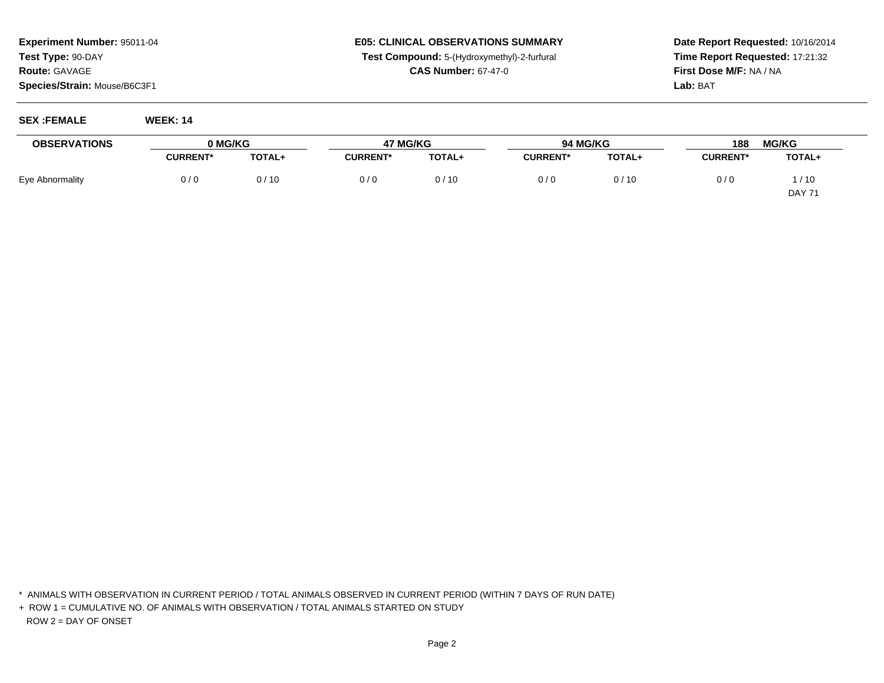**Experiment Number:** 95011-04
**Test Type:** 90-DAY
**Route:** GAVAGE
**Species/Strain:** Mouse/B6C3F1

**E05: CLINICAL OBSERVATIONS SUMMARY**
**Test Compound:** 5-(Hydroxymethyl)-2-furfural
**CAS Number:** 67-47-0

**Date Report Requested:** 10/16/2014
**Time Report Requested:** 17:21:32
**First Dose M/F:** NA / NA
**Lab:** BAT

**SEX :FEMALE** **WEEK: 14**

| OBSERVATIONS | 0 MG/KG | | 47 MG/KG | | 94 MG/KG | | 188 MG/KG | |
|---|---|---|---|---|---|---|---|---|
| | CURRENT* | TOTAL+ | CURRENT* | TOTAL+ | CURRENT* | TOTAL+ | CURRENT* | TOTAL+ |
| Eye Abnormality | 0 / 0 | 0 / 10 | 0 / 0 | 0 / 10 | 0 / 0 | 0 / 10 | 0 / 0 | 1 / 10 |
| | | | | | | | | DAY 71 |

\* ANIMALS WITH OBSERVATION IN CURRENT PERIOD / TOTAL ANIMALS OBSERVED IN CURRENT PERIOD (WITHIN 7 DAYS OF RUN DATE)

\+ ROW 1 = CUMULATIVE NO. OF ANIMALS WITH OBSERVATION / TOTAL ANIMALS STARTED ON STUDY

ROW 2 = DAY OF ONSET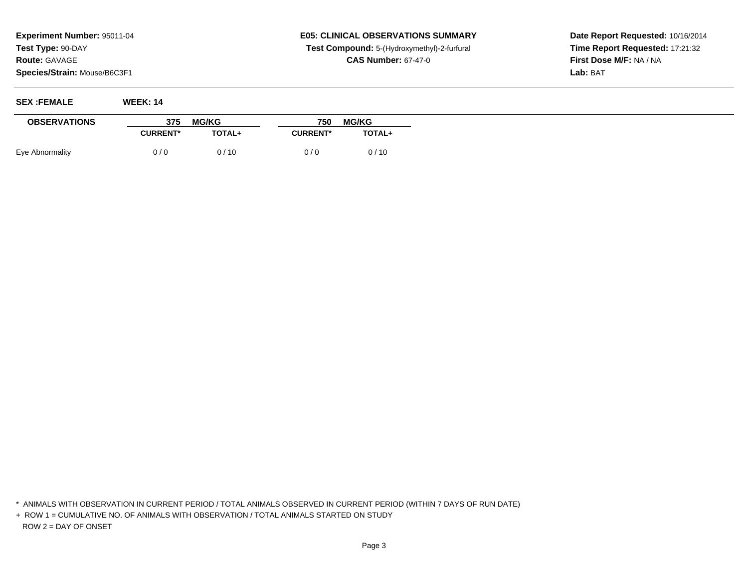**Experiment Number:** 95011-04
**Test Type:** 90-DAY
**Route:** GAVAGE
**Species/Strain:** Mouse/B6C3F1

**E05: CLINICAL OBSERVATIONS SUMMARY**
**Test Compound:** 5-(Hydroxymethyl)-2-furfural
**CAS Number:** 67-47-0

**Date Report Requested:** 10/16/2014
**Time Report Requested:** 17:21:32
**First Dose M/F:** NA / NA
**Lab:** BAT

**SEX :FEMALE** **WEEK: 14**

| OBSERVATIONS | 375 MG/KG | | 750 MG/KG | |
|---|---|---|---|---|
| | CURRENT* | TOTAL+ | CURRENT* | TOTAL+ |
| Eye Abnormality | 0 / 0 | 0 / 10 | 0 / 0 | 0 / 10 |

\* ANIMALS WITH OBSERVATION IN CURRENT PERIOD / TOTAL ANIMALS OBSERVED IN CURRENT PERIOD (WITHIN 7 DAYS OF RUN DATE)

\+ ROW 1 = CUMULATIVE NO. OF ANIMALS WITH OBSERVATION / TOTAL ANIMALS STARTED ON STUDY

ROW 2 = DAY OF ONSET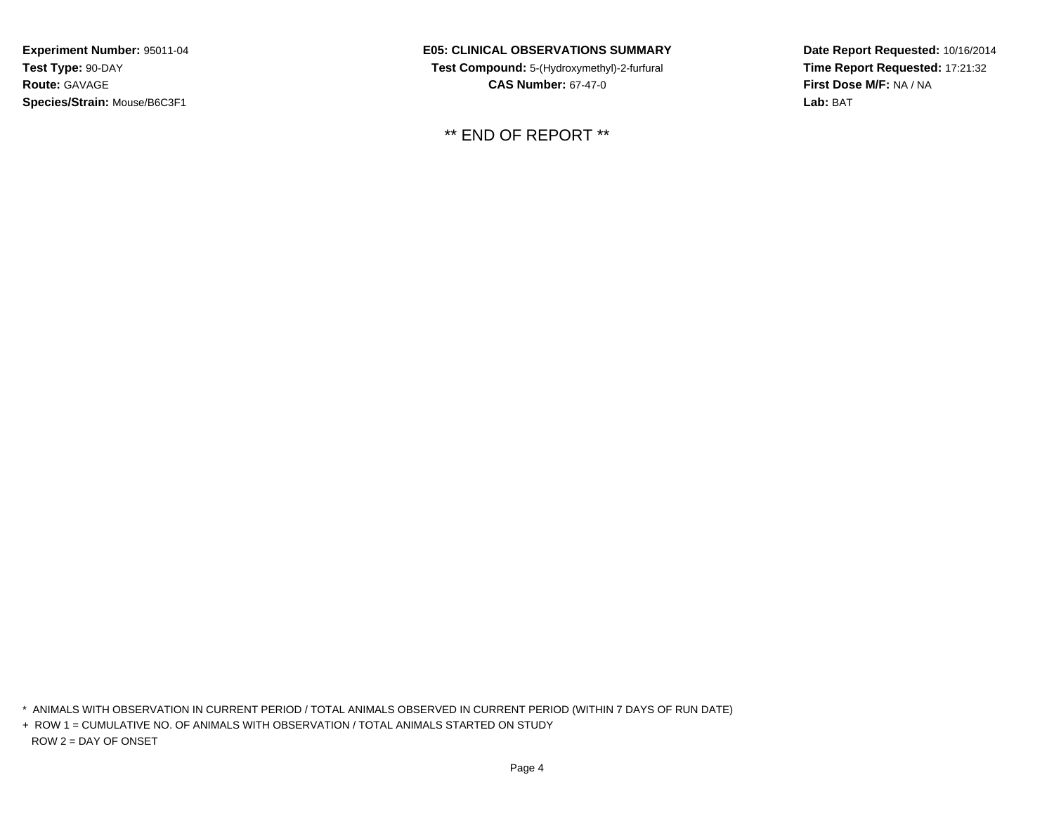**Experiment Number:** 95011-04
**Test Type:** 90-DAY
**Route:** GAVAGE
**Species/Strain:** Mouse/B6C3F1

**E05: CLINICAL OBSERVATIONS SUMMARY**
**Test Compound:** 5-(Hydroxymethyl)-2-furfural
**CAS Number:** 67-47-0

**Date Report Requested:** 10/16/2014
**Time Report Requested:** 17:21:32
**First Dose M/F:** NA / NA
**Lab:** BAT

** END OF REPORT **

* ANIMALS WITH OBSERVATION IN CURRENT PERIOD / TOTAL ANIMALS OBSERVED IN CURRENT PERIOD (WITHIN 7 DAYS OF RUN DATE)
+ ROW 1 = CUMULATIVE NO. OF ANIMALS WITH OBSERVATION / TOTAL ANIMALS STARTED ON STUDY
ROW 2 = DAY OF ONSET